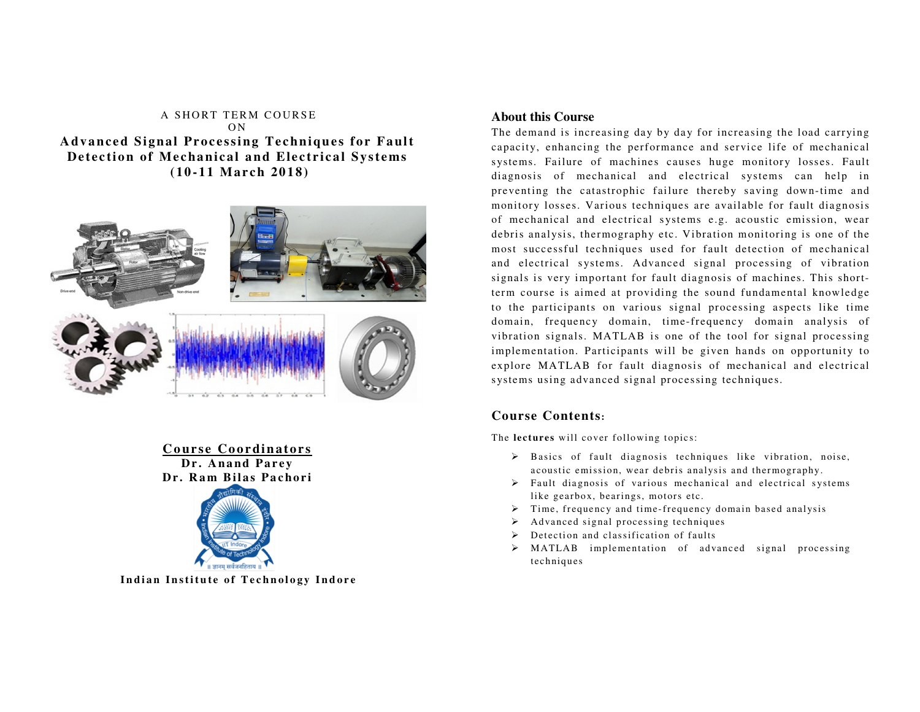A SHORT TERM COURSE

ON

# Advanced Signal Processing Techniques for Fault Detection of Mechanical and Electrical Systems (10-11 March 2018)

**Course Coordinators**

**Dr. Anand Parey**

**Dr. Ram Bilas Pachori**

**Indian Institute of Technology Indore**

## About this Course

The demand is increasing day by day for increasing the load carrying capacity, enhancing the performance and service life of mechanical systems. Failure of machines causes huge monitory losses. Fault diagnosis of mechanical and electrical systems can help in preventing the catastrophic failure thereby saving down-time and monitory losses. Various techniques are available for fault diagnosis of mechanical and electrical systems e.g. acoustic emission, wear debris analysis, thermography etc. Vibration monitoring is one of the most successful techniques used for fault detection of mechanical and electrical systems. Advanced signal processing of vibration signals is very important for fault diagnosis of machines. This short-term course is aimed at providing the sound fundamental knowledge to the participants on various signal processing aspects like time domain, frequency domain, time-frequency domain analysis of vibration signals. MATLAB is one of the tool for signal processing implementation. Participants will be given hands on opportunity to explore MATLAB for fault diagnosis of mechanical and electrical systems using advanced signal processing techniques.

## Course Contents:

The **lectures** will cover following topics:

- Basics of fault diagnosis techniques like vibration, noise, acoustic emission, wear debris analysis and thermography.
- Fault diagnosis of various mechanical and electrical systems like gearbox, bearings, motors etc.
- Time, frequency and time-frequency domain based analysis
- Advanced signal processing techniques
- Detection and classification of faults
- MATLAB implementation of advanced signal processing techniques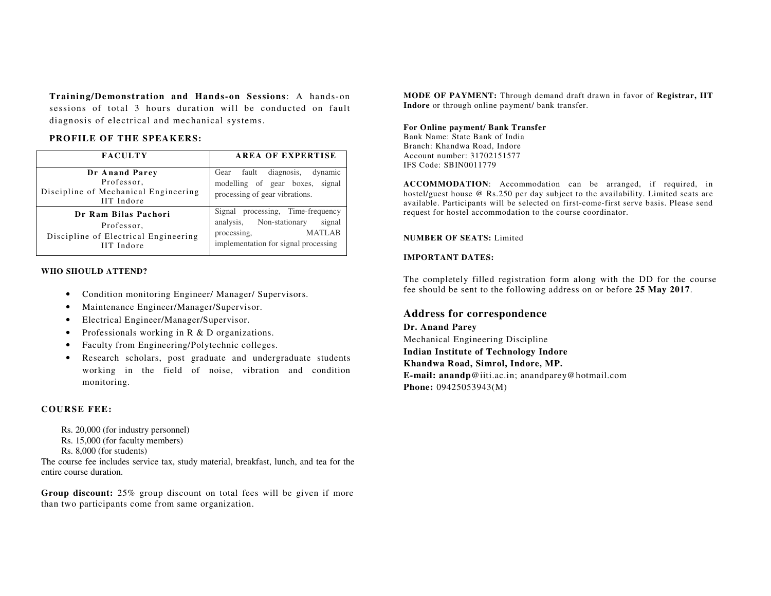**Training/Demonstration and Hands-on Sessions**: A hands-on sessions of total 3 hours duration will be conducted on fault diagnosis of electrical and mechanical systems.

### PROFILE OF THE SPEAKERS:

| FACULTY | AREA OF EXPERTISE |
|---|---|
| **Dr Anand Parey**<br>Professor,<br>Discipline of Mechanical Engineering<br>IIT Indore | Gear fault diagnosis, dynamic modelling of gear boxes, signal processing of gear vibrations. |
| **Dr Ram Bilas Pachori**<br>Professor,<br>Discipline of Electrical Engineering<br>IIT Indore | Signal processing, Time-frequency analysis, Non-stationary signal processing, MATLAB implementation for signal processing |

### WHO SHOULD ATTEND?

- Condition monitoring Engineer/ Manager/ Supervisors.
- Maintenance Engineer/Manager/Supervisor.
- Electrical Engineer/Manager/Supervisor.
- Professionals working in R & D organizations.
- Faculty from Engineering/Polytechnic colleges.
- Research scholars, post graduate and undergraduate students working in the field of noise, vibration and condition monitoring.

### COURSE FEE:

Rs. 20,000 (for industry personnel)
Rs. 15,000 (for faculty members)
Rs. 8,000 (for students)

The course fee includes service tax, study material, breakfast, lunch, and tea for the entire course duration.

**Group discount:** 25% group discount on total fees will be given if more than two participants come from same organization.

**MODE OF PAYMENT:** Through demand draft drawn in favor of **Registrar, IIT Indore** or through online payment/ bank transfer.

**For Online payment/ Bank Transfer**
Bank Name: State Bank of India
Branch: Khandwa Road, Indore
Account number: 31702151577
IFS Code: SBIN0011779

**ACCOMMODATION**: Accommodation can be arranged, if required, in hostel/guest house @ Rs.250 per day subject to the availability. Limited seats are available. Participants will be selected on first-come-first serve basis. Please send request for hostel accommodation to the course coordinator.

**NUMBER OF SEATS:** Limited

**IMPORTANT DATES:**

The completely filled registration form along with the DD for the course fee should be sent to the following address on or before **25 May 2017**.

## Address for correspondence

**Dr. Anand Parey**
Mechanical Engineering Discipline
**Indian Institute of Technology Indore**
**Khandwa Road, Simrol, Indore, MP.**
**E-mail: anandp**@iiti.ac.in; anandparey@hotmail.com
**Phone:** 09425053943(M)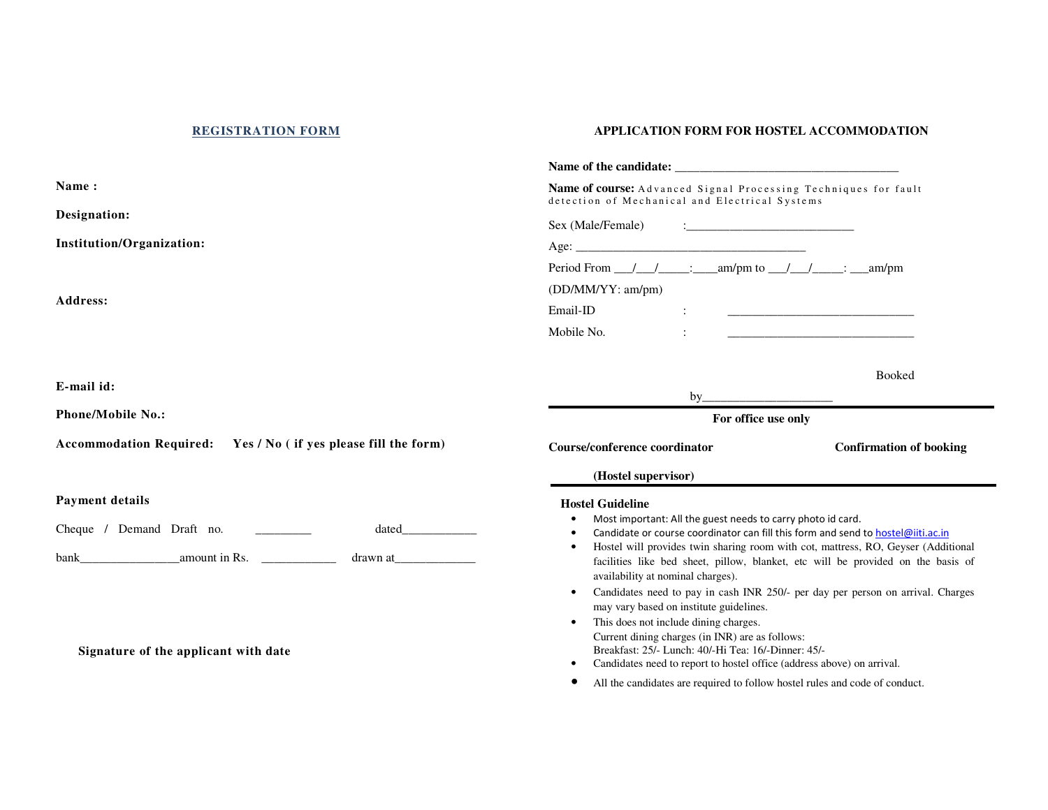## REGISTRATION FORM

**Name :**

**Designation:**

**Institution/Organization:**

**Address:**

**E-mail id:**

**Phone/Mobile No.:**

**Accommodation Required:** **Yes / No ( if yes please fill the form)**

**Payment details**

Cheque / Demand Draft no. _________ dated____________

bank________________amount in Rs. ____________ drawn at_____________

**Signature of the applicant with date**

## APPLICATION FORM FOR HOSTEL ACCOMMODATION

**Name of the candidate:** ____________________________________

**Name of course:** Advanced Signal Processing Techniques for fault detection of Mechanical and Electrical Systems

Sex (Male/Female) :___________________________

Age: _____________________________________

Period From ___/___/_____:____am/pm to ___/___/_____: ___am/pm

(DD/MM/YY: am/pm)

Email-ID : ______________________________

Mobile No. : ______________________________

Booked by_____________________

**For office use only**

**Course/conference coordinator** **Confirmation of booking**

**(Hostel supervisor)**

**Hostel Guideline**

- Most important: All the guest needs to carry photo id card.
- Candidate or course coordinator can fill this form and send to hostel@iiti.ac.in
- Hostel will provides twin sharing room with cot, mattress, RO, Geyser (Additional facilities like bed sheet, pillow, blanket, etc will be provided on the basis of availability at nominal charges).
- Candidates need to pay in cash INR 250/- per day per person on arrival. Charges may vary based on institute guidelines.
- This does not include dining charges.
  Current dining charges (in INR) are as follows:
  Breakfast: 25/- Lunch: 40/-Hi Tea: 16/-Dinner: 45/-
- Candidates need to report to hostel office (address above) on arrival.
- All the candidates are required to follow hostel rules and code of conduct.